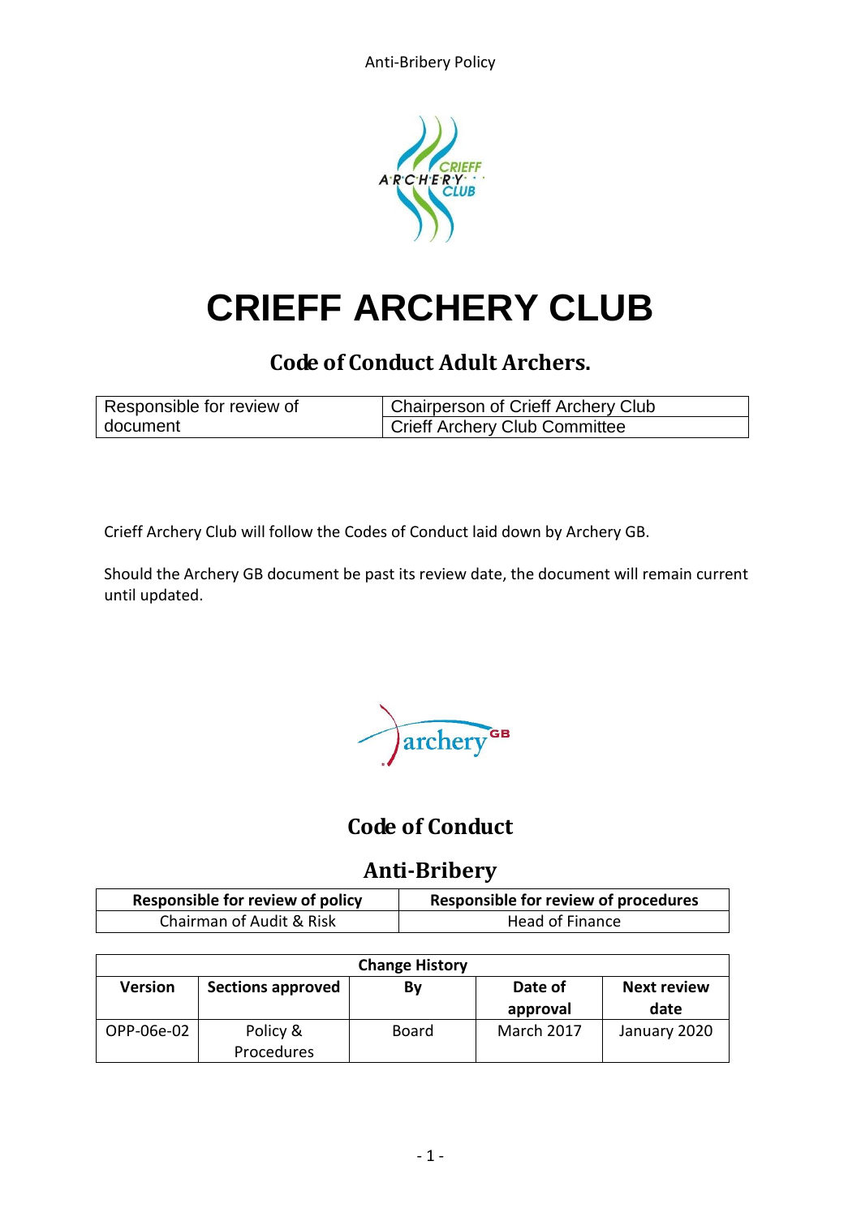# CRIEFF ARCHERY CLUB

## Code of Conduct Adult Archers.

| Responsible for review of document | Chairperson of Crieff Archery Club |
|---|---|
| | Crieff Archery Club Committee |

Crieff Archery Club will follow the Codes of Conduct laid down by Archery GB.

Should the Archery GB document be past its review date, the document will remain current until updated.

## Code of Conduct

## Anti-Bribery

| Responsible for review of policy | Responsible for review of procedures |
|---|---|
| Chairman of Audit & Risk | Head of Finance |

| Change History | | | | |
|---|---|---|---|---|
| **Version** | **Sections approved** | **By** | **Date of approval** | **Next review date** |
| OPP-06e-02 | Policy & Procedures | Board | March 2017 | January 2020 |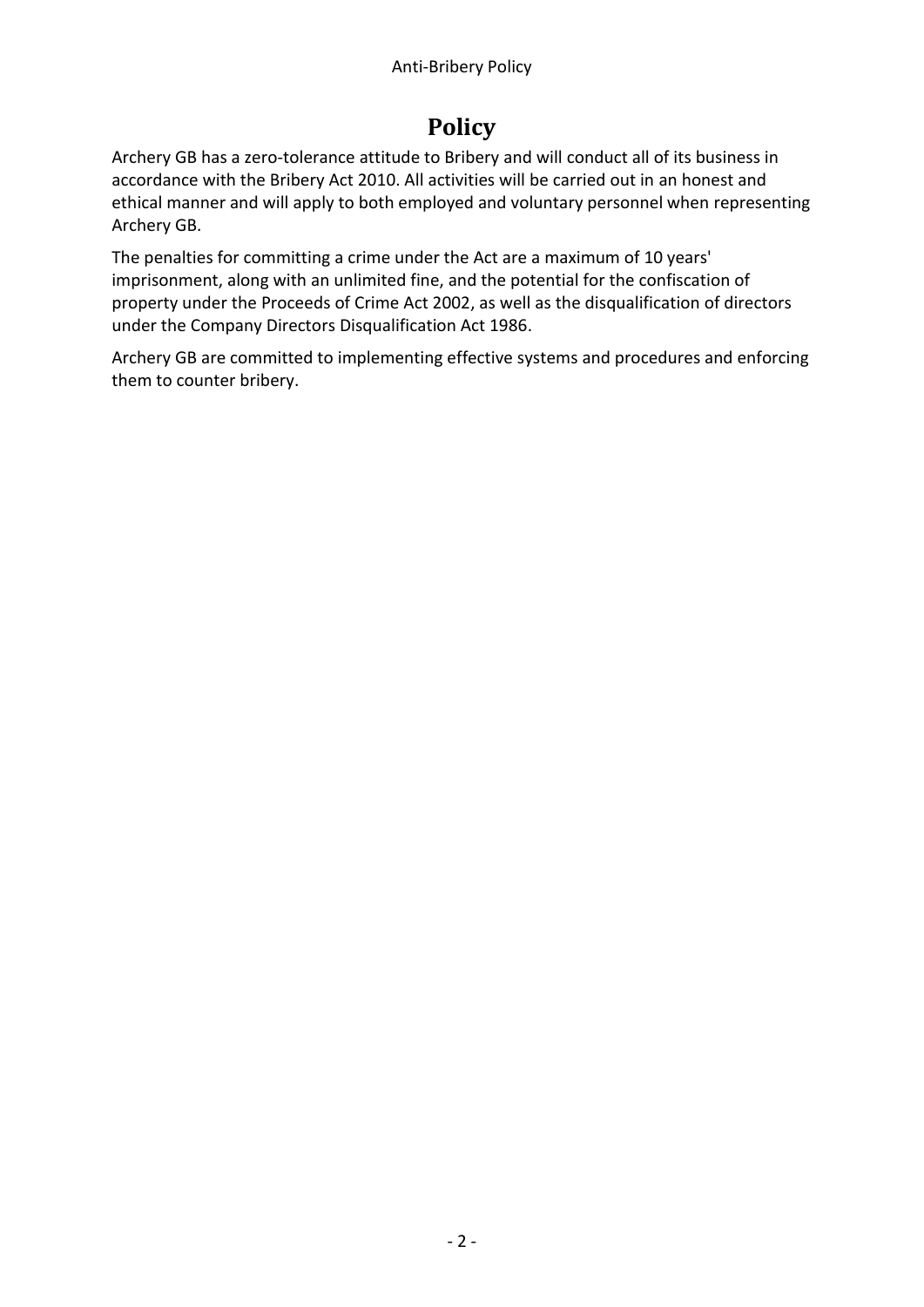# Policy

Archery GB has a zero-tolerance attitude to Bribery and will conduct all of its business in accordance with the Bribery Act 2010. All activities will be carried out in an honest and ethical manner and will apply to both employed and voluntary personnel when representing Archery GB.

The penalties for committing a crime under the Act are a maximum of 10 years' imprisonment, along with an unlimited fine, and the potential for the confiscation of property under the Proceeds of Crime Act 2002, as well as the disqualification of directors under the Company Directors Disqualification Act 1986.

Archery GB are committed to implementing effective systems and procedures and enforcing them to counter bribery.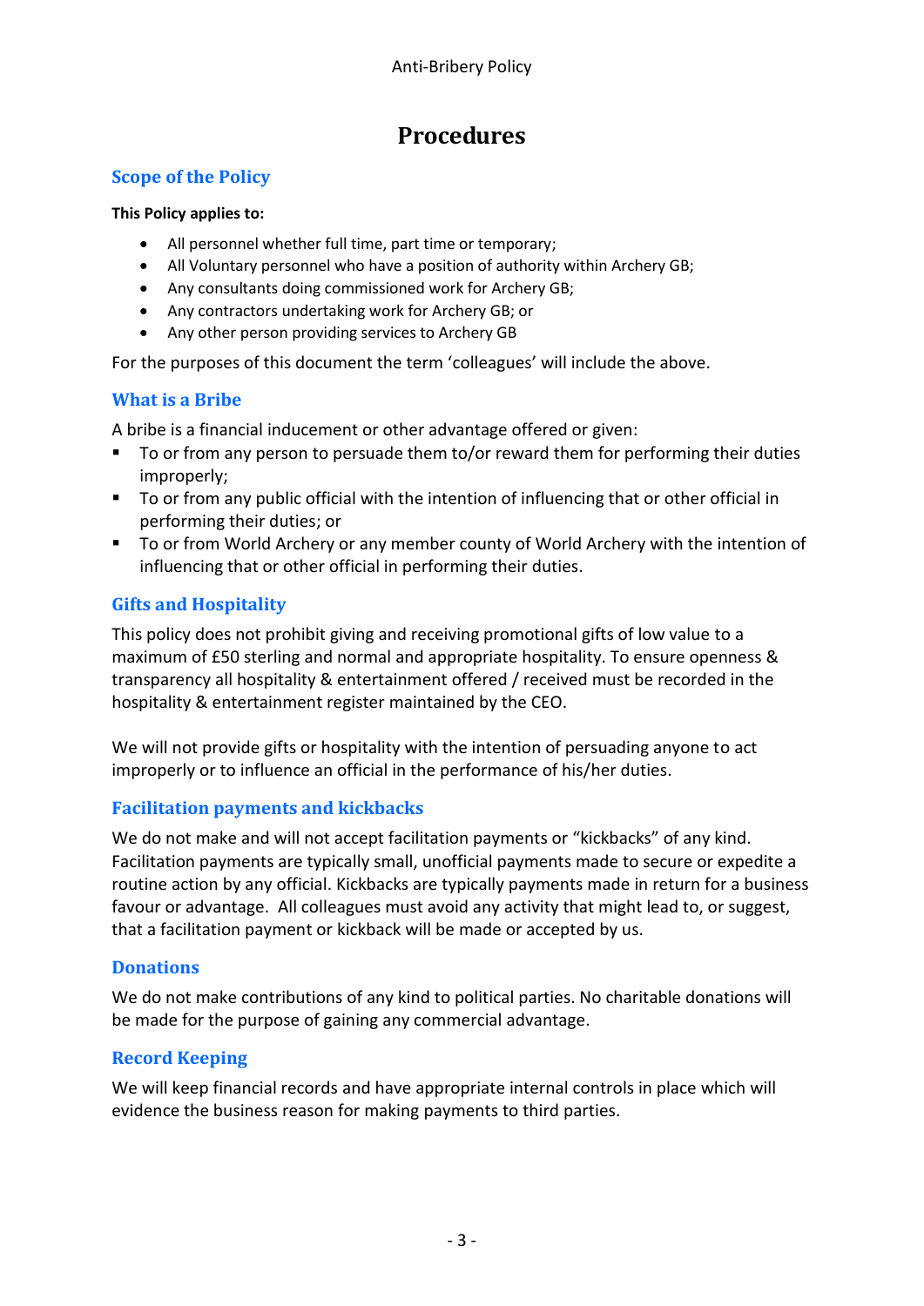# Procedures

## Scope of the Policy

**This Policy applies to:**

- All personnel whether full time, part time or temporary;
- All Voluntary personnel who have a position of authority within Archery GB;
- Any consultants doing commissioned work for Archery GB;
- Any contractors undertaking work for Archery GB; or
- Any other person providing services to Archery GB

For the purposes of this document the term 'colleagues' will include the above.

## What is a Bribe

A bribe is a financial inducement or other advantage offered or given:

- To or from any person to persuade them to/or reward them for performing their duties improperly;
- To or from any public official with the intention of influencing that or other official in performing their duties; or
- To or from World Archery or any member county of World Archery with the intention of influencing that or other official in performing their duties.

## Gifts and Hospitality

This policy does not prohibit giving and receiving promotional gifts of low value to a maximum of £50 sterling and normal and appropriate hospitality. To ensure openness & transparency all hospitality & entertainment offered / received must be recorded in the hospitality & entertainment register maintained by the CEO.

We will not provide gifts or hospitality with the intention of persuading anyone to act improperly or to influence an official in the performance of his/her duties.

## Facilitation payments and kickbacks

We do not make and will not accept facilitation payments or "kickbacks" of any kind. Facilitation payments are typically small, unofficial payments made to secure or expedite a routine action by any official. Kickbacks are typically payments made in return for a business favour or advantage. All colleagues must avoid any activity that might lead to, or suggest, that a facilitation payment or kickback will be made or accepted by us.

## Donations

We do not make contributions of any kind to political parties. No charitable donations will be made for the purpose of gaining any commercial advantage.

## Record Keeping

We will keep financial records and have appropriate internal controls in place which will evidence the business reason for making payments to third parties.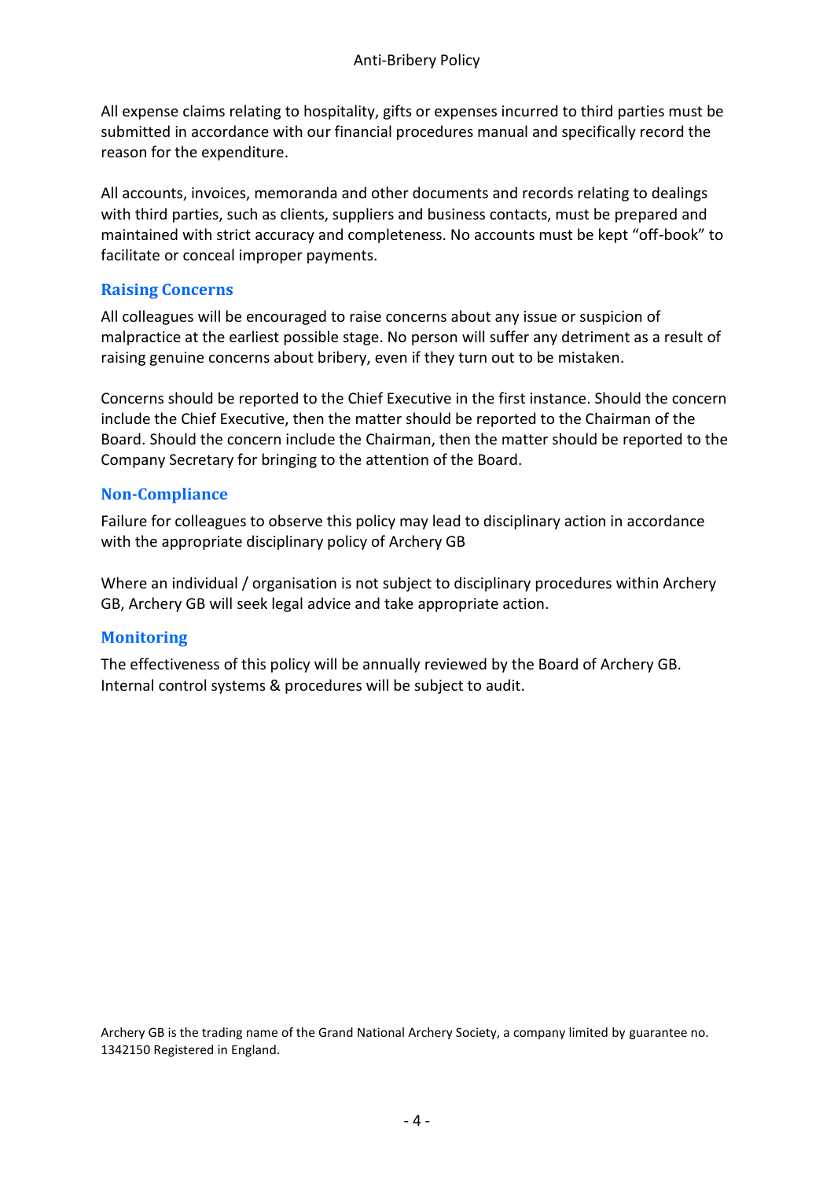All expense claims relating to hospitality, gifts or expenses incurred to third parties must be submitted in accordance with our financial procedures manual and specifically record the reason for the expenditure.

All accounts, invoices, memoranda and other documents and records relating to dealings with third parties, such as clients, suppliers and business contacts, must be prepared and maintained with strict accuracy and completeness. No accounts must be kept "off-book" to facilitate or conceal improper payments.

## Raising Concerns

All colleagues will be encouraged to raise concerns about any issue or suspicion of malpractice at the earliest possible stage. No person will suffer any detriment as a result of raising genuine concerns about bribery, even if they turn out to be mistaken.

Concerns should be reported to the Chief Executive in the first instance. Should the concern include the Chief Executive, then the matter should be reported to the Chairman of the Board. Should the concern include the Chairman, then the matter should be reported to the Company Secretary for bringing to the attention of the Board.

## Non-Compliance

Failure for colleagues to observe this policy may lead to disciplinary action in accordance with the appropriate disciplinary policy of Archery GB

Where an individual / organisation is not subject to disciplinary procedures within Archery GB, Archery GB will seek legal advice and take appropriate action.

## Monitoring

The effectiveness of this policy will be annually reviewed by the Board of Archery GB. Internal control systems & procedures will be subject to audit.

Archery GB is the trading name of the Grand National Archery Society, a company limited by guarantee no. 1342150 Registered in England.